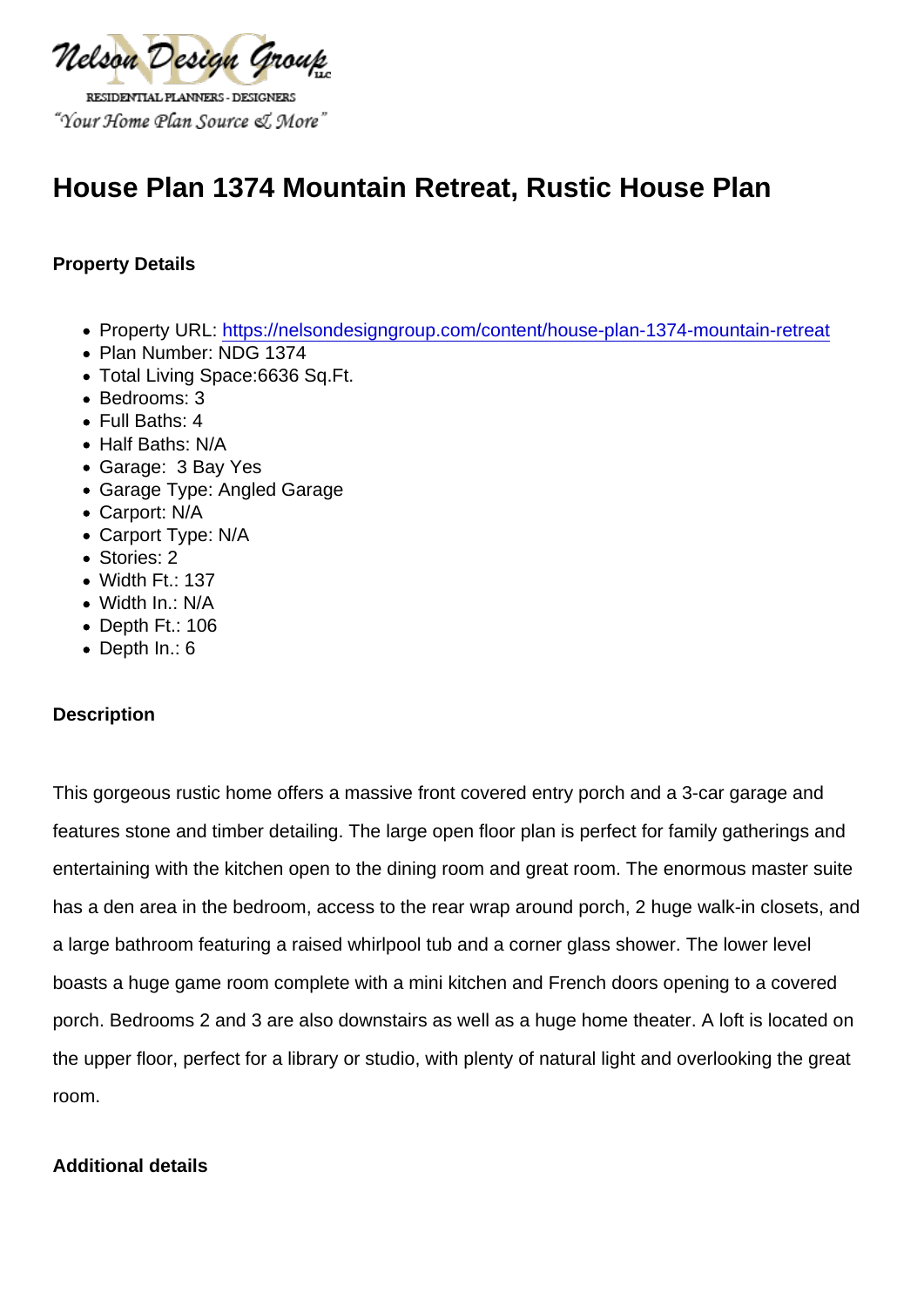Nelson Design Group LLC

RESIDENTIAL PLANNERS - DESIGNERS

"Your Home Plan Source & More"

# House Plan 1374 Mountain Retreat, Rustic House Plan

**Property Details**

- Property URL: https://nelsondesigngroup.com/content/house-plan-1374-mountain-retreat
- Plan Number: NDG 1374
- Total Living Space:6636 Sq.Ft.
- Bedrooms: 3
- Full Baths: 4
- Half Baths: N/A
- Garage: 3 Bay Yes
- Garage Type: Angled Garage
- Carport: N/A
- Carport Type: N/A
- Stories: 2
- Width Ft.: 137
- Width In.: N/A
- Depth Ft.: 106
- Depth In.: 6

**Description**

This gorgeous rustic home offers a massive front covered entry porch and a 3-car garage and features stone and timber detailing. The large open floor plan is perfect for family gatherings and entertaining with the kitchen open to the dining room and great room. The enormous master suite has a den area in the bedroom, access to the rear wrap around porch, 2 huge walk-in closets, and a large bathroom featuring a raised whirlpool tub and a corner glass shower. The lower level boasts a huge game room complete with a mini kitchen and French doors opening to a covered porch. Bedrooms 2 and 3 are also downstairs as well as a huge home theater. A loft is located on the upper floor, perfect for a library or studio, with plenty of natural light and overlooking the great room.

**Additional details**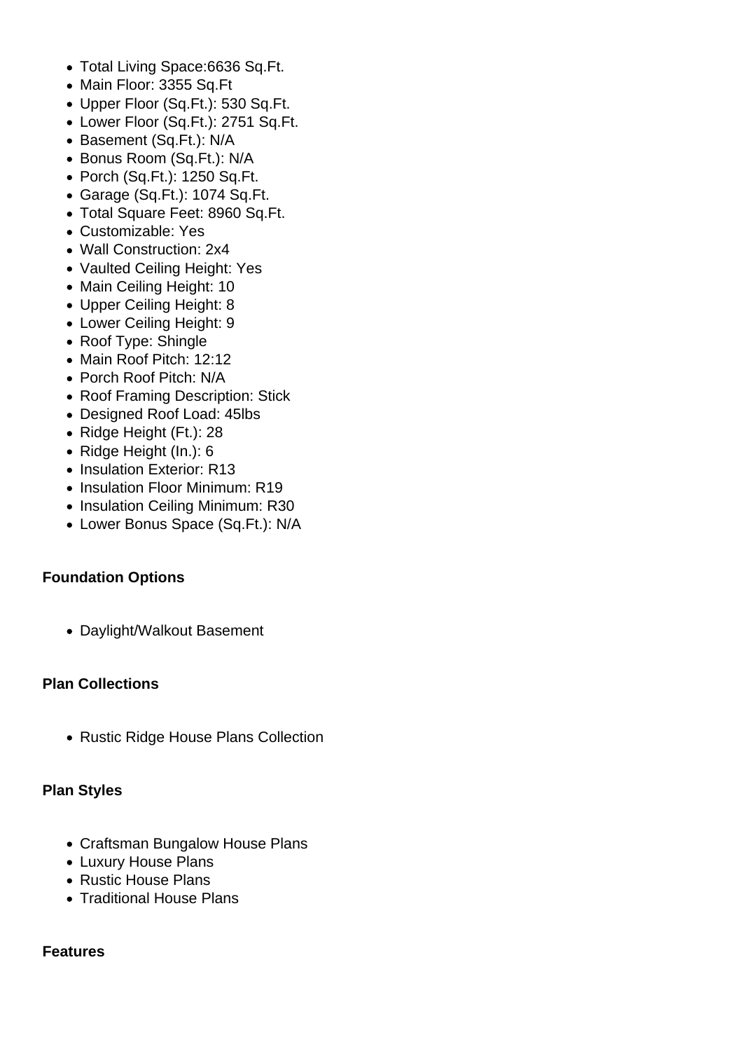- Total Living Space:6636 Sq.Ft.
- Main Floor: 3355 Sq.Ft
- Upper Floor (Sq.Ft.): 530 Sq.Ft.
- Lower Floor (Sq.Ft.): 2751 Sq.Ft.
- Basement (Sq.Ft.): N/A
- Bonus Room (Sq.Ft.): N/A
- Porch (Sq.Ft.): 1250 Sq.Ft.
- Garage (Sq.Ft.): 1074 Sq.Ft.
- Total Square Feet: 8960 Sq.Ft.
- Customizable: Yes
- Wall Construction: 2x4
- Vaulted Ceiling Height: Yes
- Main Ceiling Height: 10
- Upper Ceiling Height: 8
- Lower Ceiling Height: 9
- Roof Type: Shingle
- Main Roof Pitch: 12:12
- Porch Roof Pitch: N/A
- Roof Framing Description: Stick
- Designed Roof Load: 45lbs
- Ridge Height (Ft.): 28
- Ridge Height (In.): 6
- Insulation Exterior: R13
- Insulation Floor Minimum: R19
- Insulation Ceiling Minimum: R30
- Lower Bonus Space (Sq.Ft.): N/A

**Foundation Options**

- Daylight/Walkout Basement

**Plan Collections**

- Rustic Ridge House Plans Collection

**Plan Styles**

- Craftsman Bungalow House Plans
- Luxury House Plans
- Rustic House Plans
- Traditional House Plans

**Features**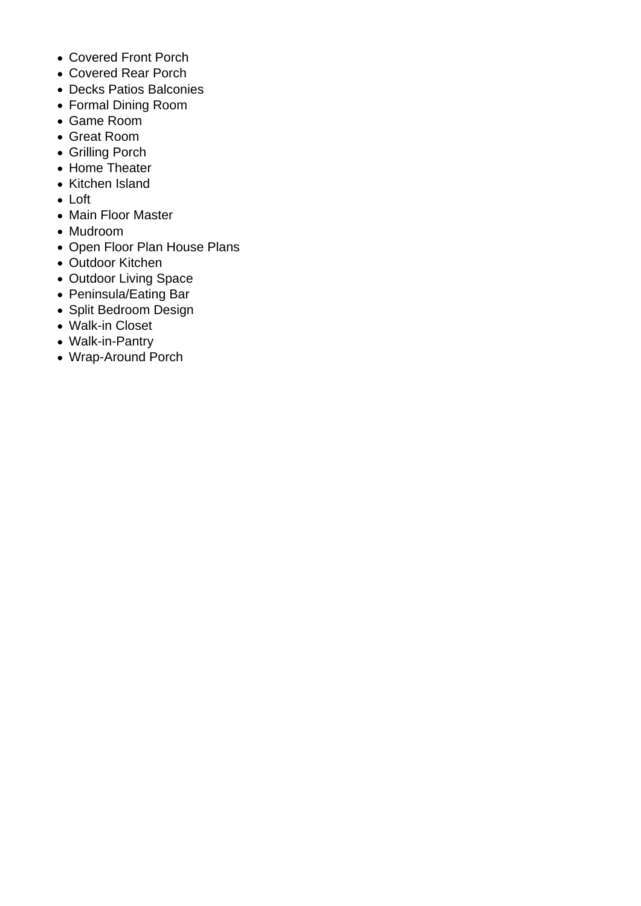- Covered Front Porch
- Covered Rear Porch
- Decks Patios Balconies
- Formal Dining Room
- Game Room
- Great Room
- Grilling Porch
- Home Theater
- Kitchen Island
- Loft
- Main Floor Master
- Mudroom
- Open Floor Plan House Plans
- Outdoor Kitchen
- Outdoor Living Space
- Peninsula/Eating Bar
- Split Bedroom Design
- Walk-in Closet
- Walk-in-Pantry
- Wrap-Around Porch